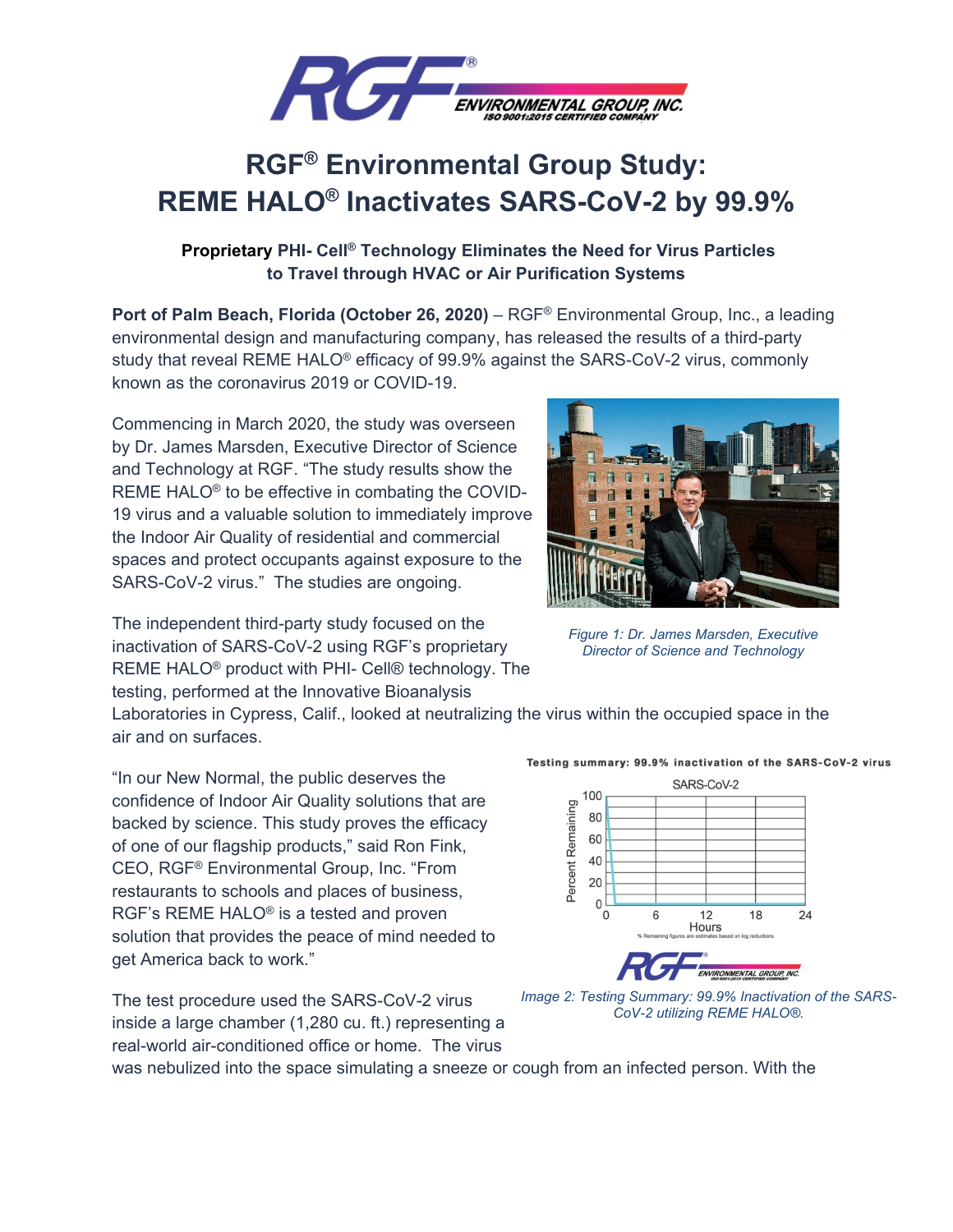# RGF® Environmental Group Study: REME HALO® Inactivates SARS-CoV-2 by 99.9%

**Proprietary PHI- Cell® Technology Eliminates the Need for Virus Particles to Travel through HVAC or Air Purification Systems**

**Port of Palm Beach, Florida (October 26, 2020)** – RGF® Environmental Group, Inc., a leading environmental design and manufacturing company, has released the results of a third-party study that reveal REME HALO® efficacy of 99.9% against the SARS-CoV-2 virus, commonly known as the coronavirus 2019 or COVID-19.

Commencing in March 2020, the study was overseen by Dr. James Marsden, Executive Director of Science and Technology at RGF. "The study results show the REME HALO® to be effective in combating the COVID-19 virus and a valuable solution to immediately improve the Indoor Air Quality of residential and commercial spaces and protect occupants against exposure to the SARS-CoV-2 virus." The studies are ongoing.

*Figure 1: Dr. James Marsden, Executive Director of Science and Technology*

The independent third-party study focused on the inactivation of SARS-CoV-2 using RGF's proprietary REME HALO® product with PHI- Cell® technology. The testing, performed at the Innovative Bioanalysis Laboratories in Cypress, Calif., looked at neutralizing the virus within the occupied space in the air and on surfaces.

**Testing summary: 99.9% inactivation of the SARS-CoV-2 virus**

SARS-CoV-2

Percent Remaining (0–100) vs. Hours (0–24)

% Remaining figures are estimates based on log reductions

*Image 2: Testing Summary: 99.9% Inactivation of the SARS-CoV-2 utilizing REME HALO®.*

"In our New Normal, the public deserves the confidence of Indoor Air Quality solutions that are backed by science. This study proves the efficacy of one of our flagship products," said Ron Fink, CEO, RGF® Environmental Group, Inc. "From restaurants to schools and places of business, RGF's REME HALO® is a tested and proven solution that provides the peace of mind needed to get America back to work."

The test procedure used the SARS-CoV-2 virus inside a large chamber (1,280 cu. ft.) representing a real-world air-conditioned office or home. The virus was nebulized into the space simulating a sneeze or cough from an infected person. With the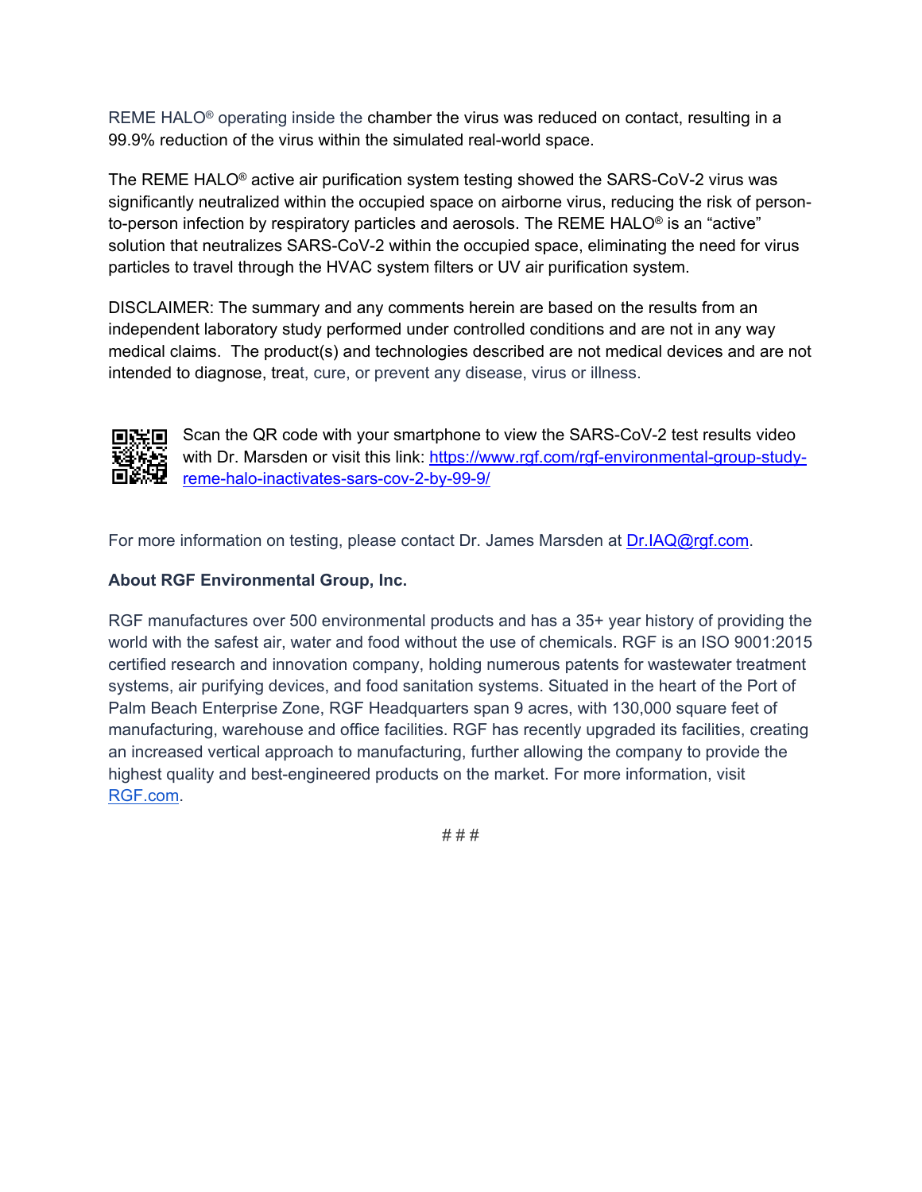REME HALO® operating inside the chamber the virus was reduced on contact, resulting in a 99.9% reduction of the virus within the simulated real-world space.

The REME HALO® active air purification system testing showed the SARS-CoV-2 virus was significantly neutralized within the occupied space on airborne virus, reducing the risk of person-to-person infection by respiratory particles and aerosols. The REME HALO® is an "active" solution that neutralizes SARS-CoV-2 within the occupied space, eliminating the need for virus particles to travel through the HVAC system filters or UV air purification system.

DISCLAIMER: The summary and any comments herein are based on the results from an independent laboratory study performed under controlled conditions and are not in any way medical claims. The product(s) and technologies described are not medical devices and are not intended to diagnose, treat, cure, or prevent any disease, virus or illness.

Scan the QR code with your smartphone to view the SARS-CoV-2 test results video with Dr. Marsden or visit this link: [https://www.rgf.com/rgf-environmental-group-study-reme-halo-inactivates-sars-cov-2-by-99-9/](https://www.rgf.com/rgf-environmental-group-study-reme-halo-inactivates-sars-cov-2-by-99-9/)

For more information on testing, please contact Dr. James Marsden at [Dr.IAQ@rgf.com](mailto:Dr.IAQ@rgf.com).

**About RGF Environmental Group, Inc.**

RGF manufactures over 500 environmental products and has a 35+ year history of providing the world with the safest air, water and food without the use of chemicals. RGF is an ISO 9001:2015 certified research and innovation company, holding numerous patents for wastewater treatment systems, air purifying devices, and food sanitation systems. Situated in the heart of the Port of Palm Beach Enterprise Zone, RGF Headquarters span 9 acres, with 130,000 square feet of manufacturing, warehouse and office facilities. RGF has recently upgraded its facilities, creating an increased vertical approach to manufacturing, further allowing the company to provide the highest quality and best-engineered products on the market. For more information, visit [RGF.com](https://RGF.com).

# # #